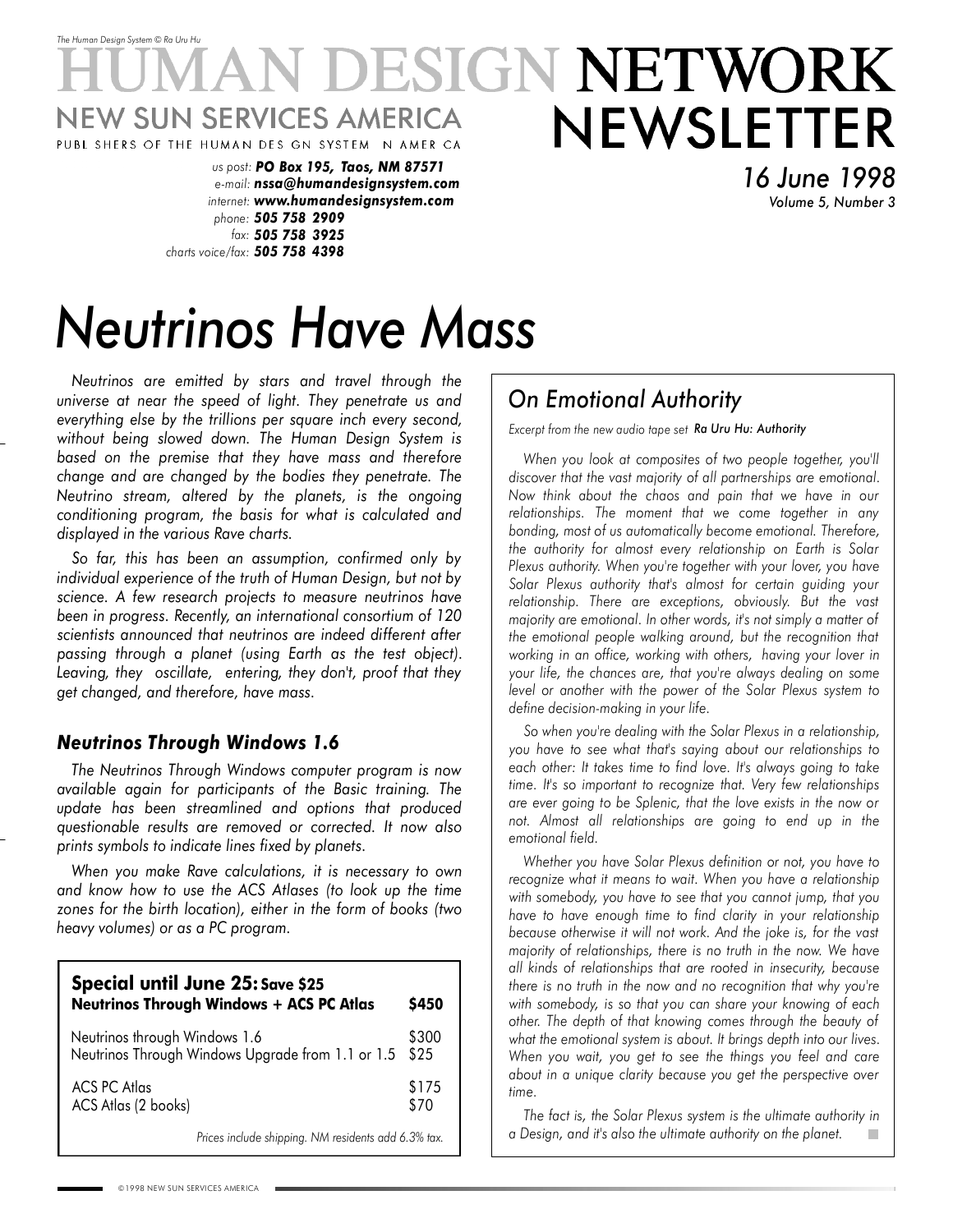*The Human Design System © Ra Uru Hu*

# HUMAN DESIGN NETWORK NEWSLETTER

NEW SUN SERVICES AMERICA

PUBLISHERS OF THE HUMAN DESIGN SYSTEM IN AMERICA

*us post:* ***PO Box 195, Taos, NM 87571***
*e-mail:* ***nssa@humandesignsystem.com***
*internet:* ***www.humandesignsystem.com***
*phone:* ***505 758 2909***
*fax:* ***505 758 3925***
*charts voice/fax:* ***505 758 4398***

*16 June 1998*
*Volume 5, Number 3*

# *Neutrinos Have Mass*

*Neutrinos are emitted by stars and travel through the universe at near the speed of light. They penetrate us and everything else by the trillions per square inch every second, without being slowed down. The Human Design System is based on the premise that they have mass and therefore change and are changed by the bodies they penetrate. The Neutrino stream, altered by the planets, is the ongoing conditioning program, the basis for what is calculated and displayed in the various Rave charts.*

*So far, this has been an assumption, confirmed only by individual experience of the truth of Human Design, but not by science. A few research projects to measure neutrinos have been in progress. Recently, an international consortium of 120 scientists announced that neutrinos are indeed different after passing through a planet (using Earth as the test object). Leaving, they oscillate, entering, they don't, proof that they get changed, and therefore, have mass.*

### *Neutrinos Through Windows 1.6*

*The Neutrinos Through Windows computer program is now available again for participants of the Basic training. The update has been streamlined and options that produced questionable results are removed or corrected. It now also prints symbols to indicate lines fixed by planets.*

*When you make Rave calculations, it is necessary to own and know how to use the ACS Atlases (to look up the time zones for the birth location), either in the form of books (two heavy volumes) or as a PC program.*

| **Special until June 25: Save $25** **Neutrinos Through Windows + ACS PC Atlas** | **$450** |
|---|---|
| Neutrinos through Windows 1.6 | $300 |
| Neutrinos Through Windows Upgrade from 1.1 or 1.5 | $25 |
| ACS PC Atlas | $175 |
| ACS Atlas (2 books) | $70 |

*Prices include shipping. NM residents add 6.3% tax.*

## *On Emotional Authority*

*Excerpt from the new audio tape set* ***Ra Uru Hu: Authority***

*When you look at composites of two people together, you'll discover that the vast majority of all partnerships are emotional. Now think about the chaos and pain that we have in our relationships. The moment that we come together in any bonding, most of us automatically become emotional. Therefore, the authority for almost every relationship on Earth is Solar Plexus authority. When you're together with your lover, you have Solar Plexus authority that's almost for certain guiding your relationship. There are exceptions, obviously. But the vast majority are emotional. In other words, it's not simply a matter of the emotional people walking around, but the recognition that working in an office, working with others, having your lover in your life, the chances are, that you're always dealing on some level or another with the power of the Solar Plexus system to define decision-making in your life.*

*So when you're dealing with the Solar Plexus in a relationship, you have to see what that's saying about our relationships to each other: It takes time to find love. It's always going to take time. It's so important to recognize that. Very few relationships are ever going to be Splenic, that the love exists in the now or not. Almost all relationships are going to end up in the emotional field.*

*Whether you have Solar Plexus definition or not, you have to recognize what it means to wait. When you have a relationship with somebody, you have to see that you cannot jump, that you have to have enough time to find clarity in your relationship because otherwise it will not work. And the joke is, for the vast majority of relationships, there is no truth in the now. We have all kinds of relationships that are rooted in insecurity, because there is no truth in the now and no recognition that why you're with somebody, is so that you can share your knowing of each other. The depth of that knowing comes through the beauty of what the emotional system is about. It brings depth into our lives. When you wait, you get to see the things you feel and care about in a unique clarity because you get the perspective over time.*

*The fact is, the Solar Plexus system is the ultimate authority in a Design, and it's also the ultimate authority on the planet.*

©1998 NEW SUN SERVICES AMERICA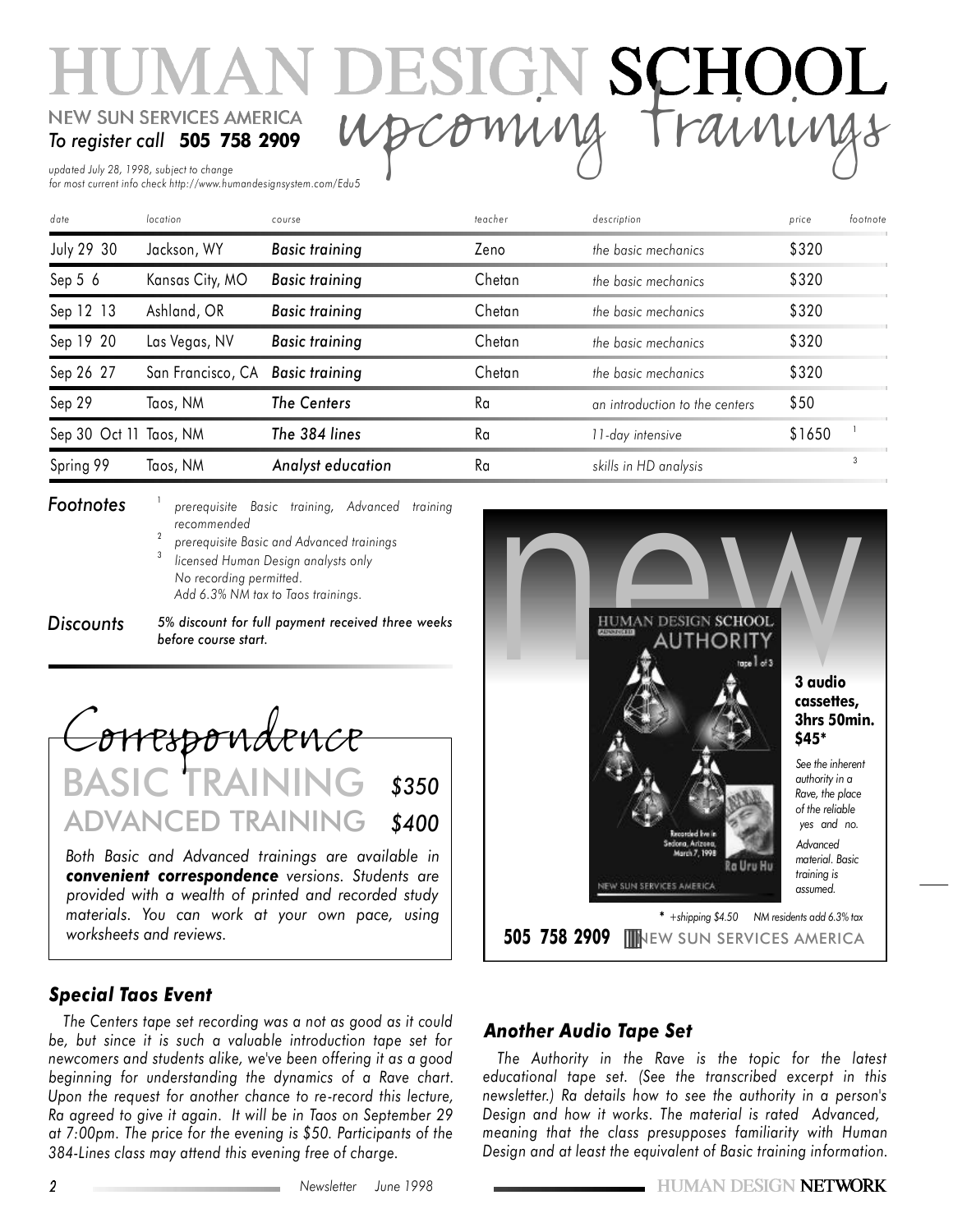# HUMAN DESIGN SCHOOL upcoming trainings

NEW SUN SERVICES AMERICA

*To register call* **505 758 2909**

*updated July 28, 1998, subject to change*
*for most current info check http://www.humandesignsystem.com/Edu5*

| date | location | course | teacher | description | price | footnote |
|---|---|---|---|---|---|---|
| July 29 30 | Jackson, WY | *Basic training* | Zeno | *the basic mechanics* | $320 | |
| Sep 5 6 | Kansas City, MO | *Basic training* | Chetan | *the basic mechanics* | $320 | |
| Sep 12 13 | Ashland, OR | *Basic training* | Chetan | *the basic mechanics* | $320 | |
| Sep 19 20 | Las Vegas, NV | *Basic training* | Chetan | *the basic mechanics* | $320 | |
| Sep 26 27 | San Francisco, CA | *Basic training* | Chetan | *the basic mechanics* | $320 | |
| Sep 29 | Taos, NM | *The Centers* | Ra | *an introduction to the centers* | $50 | |
| Sep 30 Oct 11 | Taos, NM | *The 384 lines* | Ra | *11-day intensive* | $1650 | 1 |
| Spring 99 | Taos, NM | *Analyst education* | Ra | *skills in HD analysis* | | 3 |

***Footnotes***

1 *prerequisite Basic training, Advanced training recommended*
2 *prerequisite Basic and Advanced trainings*
3 *licensed Human Design analysts only*
*No recording permitted.*
*Add 6.3% NM tax to Taos trainings.*

***Discounts*** *5% discount for full payment received three weeks before course start.*

## Correspondence

**BASIC TRAINING** *$350*

**ADVANCED TRAINING** *$400*

*Both Basic and Advanced trainings are available in* ***convenient correspondence*** *versions. Students are provided with a wealth of printed and recorded study materials. You can work at your own pace, using worksheets and reviews.*

## new

HUMAN DESIGN SCHOOL
AUTHORITY
tape 1 of 3
Recorded live in Sedona, Arizona, March 7, 1998
Ra Uru Hu
NEW SUN SERVICES AMERICA

**3 audio cassettes, 3hrs 50min. $45***

*See the inherent authority in a Rave, the place of the reliable yes and no.*

*Advanced material. Basic training is assumed.*

\* *+shipping $4.50 NM residents add 6.3% tax*

**505 758 2909** NEW SUN SERVICES AMERICA

### *Special Taos Event*

*The Centers tape set recording was a not as good as it could be, but since it is such a valuable introduction tape set for newcomers and students alike, we've been offering it as a good beginning for understanding the dynamics of a Rave chart. Upon the request for another chance to re-record this lecture, Ra agreed to give it again. It will be in Taos on September 29 at 7:00pm. The price for the evening is $50. Participants of the 384-Lines class may attend this evening free of charge.*

### *Another Audio Tape Set*

*The Authority in the Rave is the topic for the latest educational tape set. (See the transcribed excerpt in this newsletter.) Ra details how to see the authority in a person's Design and how it works. The material is rated Advanced, meaning that the class presupposes familiarity with Human Design and at least the equivalent of Basic training information.*